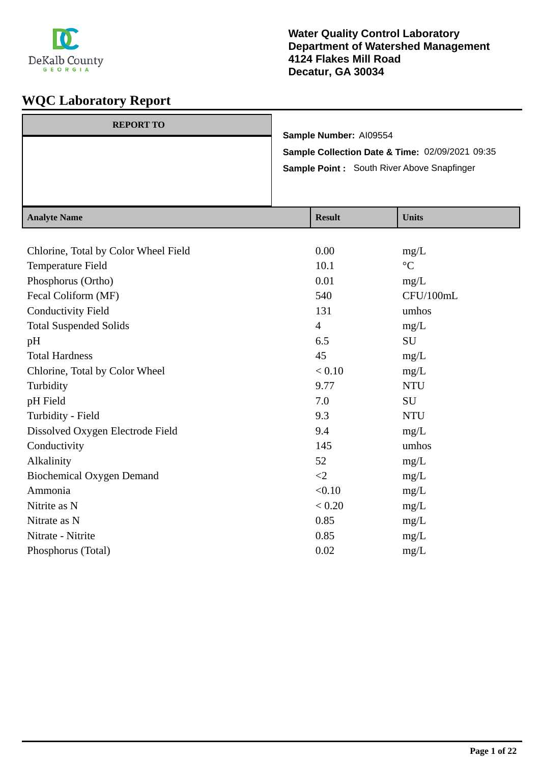DeKalb County
GEORGIA

**Water Quality Control Laboratory**
**Department of Watershed Management**
**4124 Flakes Mill Road**
**Decatur, GA 30034**

# WQC Laboratory Report

| REPORT TO |
|---|
| |

**Sample Number:** AI09554
**Sample Collection Date & Time:** 02/09/2021 09:35
**Sample Point :** South River Above Snapfinger

| Analyte Name | Result | Units |
|---|---|---|
| Chlorine, Total by Color Wheel Field | 0.00 | mg/L |
| Temperature Field | 10.1 | °C |
| Phosphorus (Ortho) | 0.01 | mg/L |
| Fecal Coliform (MF) | 540 | CFU/100mL |
| Conductivity Field | 131 | umhos |
| Total Suspended Solids | 4 | mg/L |
| pH | 6.5 | SU |
| Total Hardness | 45 | mg/L |
| Chlorine, Total by Color Wheel | < 0.10 | mg/L |
| Turbidity | 9.77 | NTU |
| pH Field | 7.0 | SU |
| Turbidity - Field | 9.3 | NTU |
| Dissolved Oxygen Electrode Field | 9.4 | mg/L |
| Conductivity | 145 | umhos |
| Alkalinity | 52 | mg/L |
| Biochemical Oxygen Demand | <2 | mg/L |
| Ammonia | <0.10 | mg/L |
| Nitrite as N | < 0.20 | mg/L |
| Nitrate as N | 0.85 | mg/L |
| Nitrate - Nitrite | 0.85 | mg/L |
| Phosphorus (Total) | 0.02 | mg/L |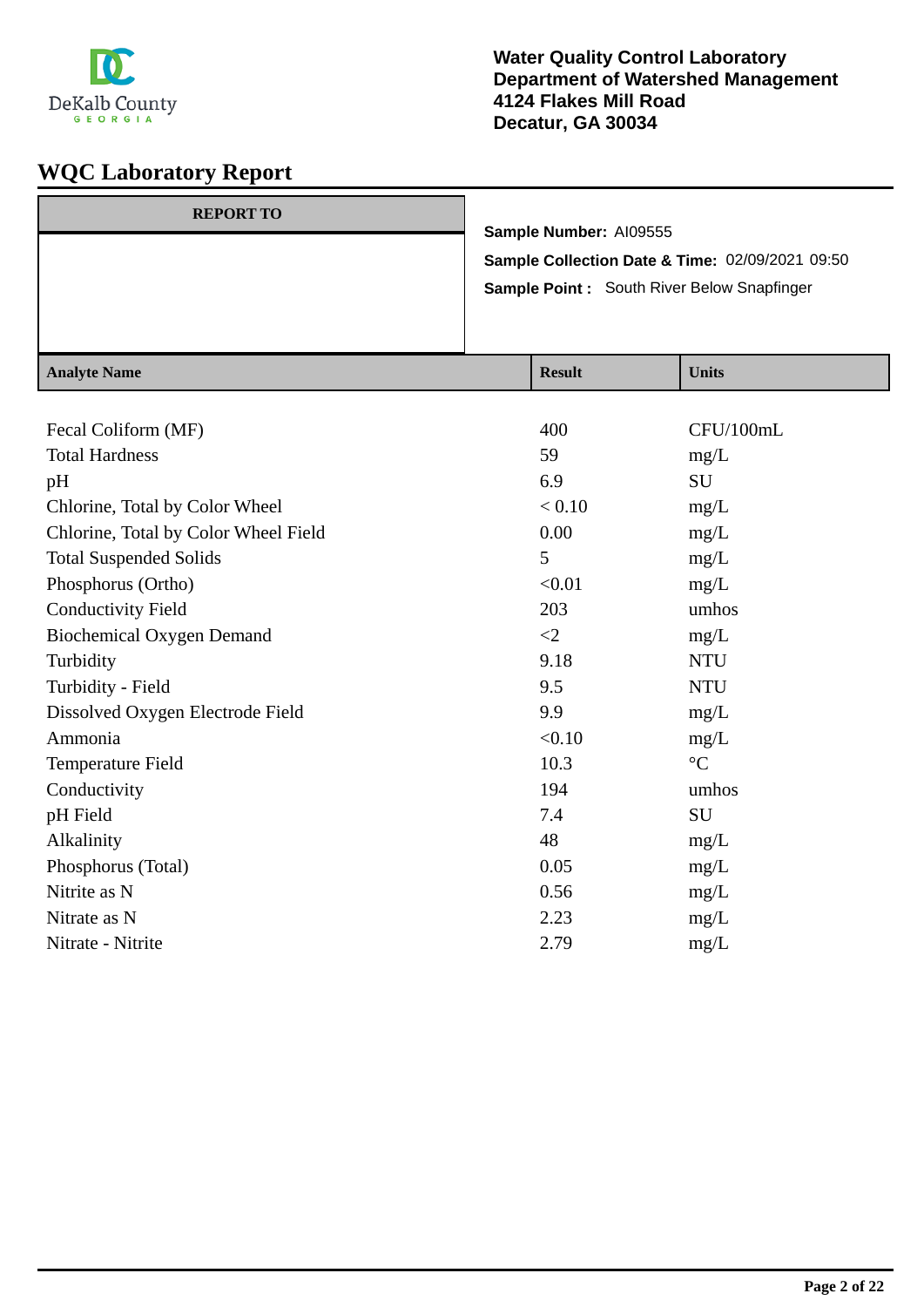DeKalb County
GEORGIA

**Water Quality Control Laboratory**
**Department of Watershed Management**
**4124 Flakes Mill Road**
**Decatur, GA 30034**

# WQC Laboratory Report

| REPORT TO |
|---|
| |

**Sample Number:** AI09555

**Sample Collection Date & Time:** 02/09/2021 09:50

**Sample Point :** South River Below Snapfinger

| Analyte Name | Result | Units |
|---|---|---|
| Fecal Coliform (MF) | 400 | CFU/100mL |
| Total Hardness | 59 | mg/L |
| pH | 6.9 | SU |
| Chlorine, Total by Color Wheel | < 0.10 | mg/L |
| Chlorine, Total by Color Wheel Field | 0.00 | mg/L |
| Total Suspended Solids | 5 | mg/L |
| Phosphorus (Ortho) | <0.01 | mg/L |
| Conductivity Field | 203 | umhos |
| Biochemical Oxygen Demand | <2 | mg/L |
| Turbidity | 9.18 | NTU |
| Turbidity - Field | 9.5 | NTU |
| Dissolved Oxygen Electrode Field | 9.9 | mg/L |
| Ammonia | <0.10 | mg/L |
| Temperature Field | 10.3 | °C |
| Conductivity | 194 | umhos |
| pH Field | 7.4 | SU |
| Alkalinity | 48 | mg/L |
| Phosphorus (Total) | 0.05 | mg/L |
| Nitrite as N | 0.56 | mg/L |
| Nitrate as N | 2.23 | mg/L |
| Nitrate - Nitrite | 2.79 | mg/L |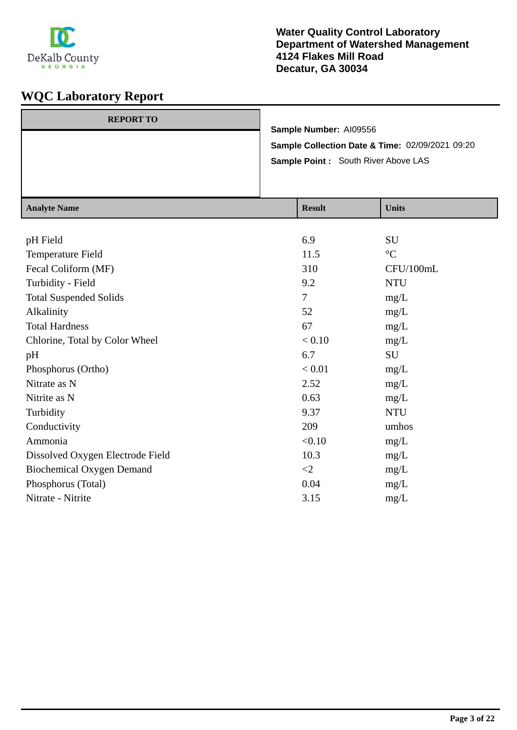**Water Quality Control Laboratory**
**Department of Watershed Management**
**4124 Flakes Mill Road**
**Decatur, GA 30034**

# WQC Laboratory Report

| REPORT TO |
|---|
| |

**Sample Number:** AI09556
**Sample Collection Date & Time:** 02/09/2021 09:20
**Sample Point :** South River Above LAS

| Analyte Name | Result | Units |
|---|---|---|
| pH Field | 6.9 | SU |
| Temperature Field | 11.5 | °C |
| Fecal Coliform (MF) | 310 | CFU/100mL |
| Turbidity - Field | 9.2 | NTU |
| Total Suspended Solids | 7 | mg/L |
| Alkalinity | 52 | mg/L |
| Total Hardness | 67 | mg/L |
| Chlorine, Total by Color Wheel | < 0.10 | mg/L |
| pH | 6.7 | SU |
| Phosphorus (Ortho) | < 0.01 | mg/L |
| Nitrate as N | 2.52 | mg/L |
| Nitrite as N | 0.63 | mg/L |
| Turbidity | 9.37 | NTU |
| Conductivity | 209 | umhos |
| Ammonia | <0.10 | mg/L |
| Dissolved Oxygen Electrode Field | 10.3 | mg/L |
| Biochemical Oxygen Demand | <2 | mg/L |
| Phosphorus (Total) | 0.04 | mg/L |
| Nitrate - Nitrite | 3.15 | mg/L |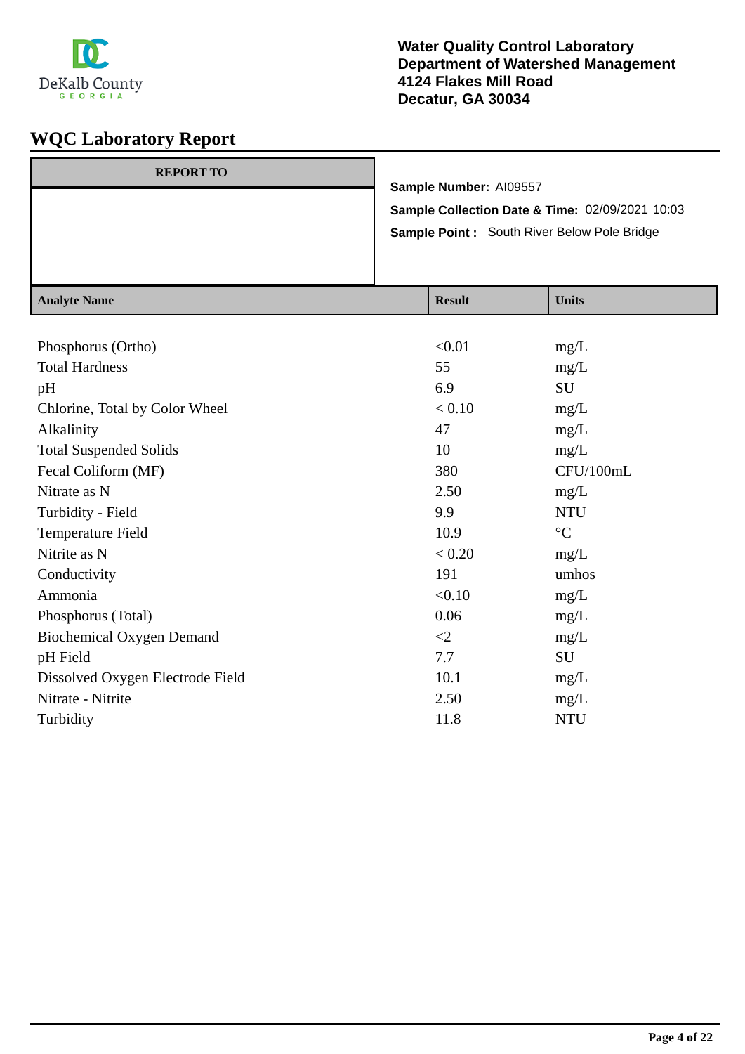**Water Quality Control Laboratory**
**Department of Watershed Management**
**4124 Flakes Mill Road**
**Decatur, GA 30034**

# WQC Laboratory Report

**REPORT TO**

**Sample Number:** AI09557

**Sample Collection Date & Time:** 02/09/2021 10:03

**Sample Point :** South River Below Pole Bridge

| Analyte Name | Result | Units |
|---|---|---|
| Phosphorus (Ortho) | <0.01 | mg/L |
| Total Hardness | 55 | mg/L |
| pH | 6.9 | SU |
| Chlorine, Total by Color Wheel | < 0.10 | mg/L |
| Alkalinity | 47 | mg/L |
| Total Suspended Solids | 10 | mg/L |
| Fecal Coliform (MF) | 380 | CFU/100mL |
| Nitrate as N | 2.50 | mg/L |
| Turbidity - Field | 9.9 | NTU |
| Temperature Field | 10.9 | °C |
| Nitrite as N | < 0.20 | mg/L |
| Conductivity | 191 | umhos |
| Ammonia | <0.10 | mg/L |
| Phosphorus (Total) | 0.06 | mg/L |
| Biochemical Oxygen Demand | <2 | mg/L |
| pH Field | 7.7 | SU |
| Dissolved Oxygen Electrode Field | 10.1 | mg/L |
| Nitrate - Nitrite | 2.50 | mg/L |
| Turbidity | 11.8 | NTU |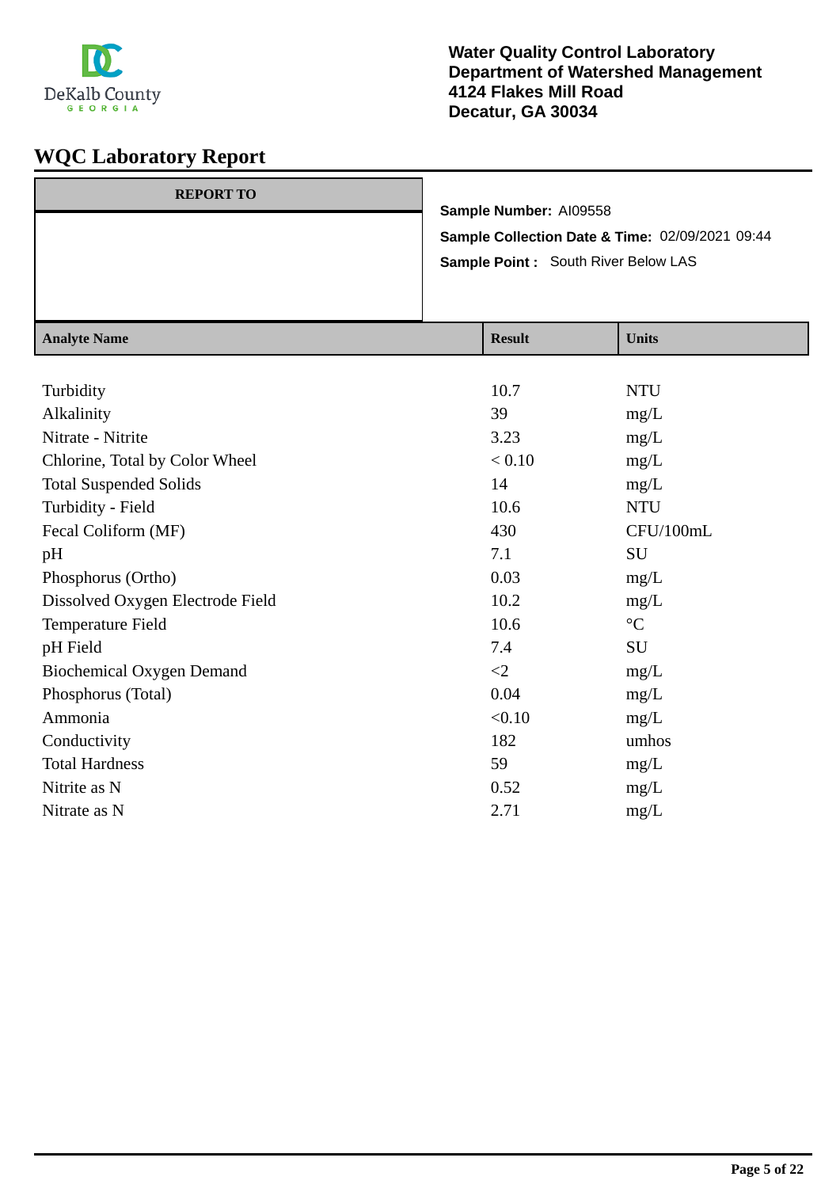DeKalb County GEORGIA

**Water Quality Control Laboratory**
**Department of Watershed Management**
**4124 Flakes Mill Road**
**Decatur, GA 30034**

# WQC Laboratory Report

| REPORT TO |
| --- |
| |

**Sample Number:** AI09558

**Sample Collection Date & Time:** 02/09/2021 09:44

**Sample Point :** South River Below LAS

| Analyte Name | Result | Units |
| --- | --- | --- |
| Turbidity | 10.7 | NTU |
| Alkalinity | 39 | mg/L |
| Nitrate - Nitrite | 3.23 | mg/L |
| Chlorine, Total by Color Wheel | < 0.10 | mg/L |
| Total Suspended Solids | 14 | mg/L |
| Turbidity - Field | 10.6 | NTU |
| Fecal Coliform (MF) | 430 | CFU/100mL |
| pH | 7.1 | SU |
| Phosphorus (Ortho) | 0.03 | mg/L |
| Dissolved Oxygen Electrode Field | 10.2 | mg/L |
| Temperature Field | 10.6 | °C |
| pH Field | 7.4 | SU |
| Biochemical Oxygen Demand | <2 | mg/L |
| Phosphorus (Total) | 0.04 | mg/L |
| Ammonia | <0.10 | mg/L |
| Conductivity | 182 | umhos |
| Total Hardness | 59 | mg/L |
| Nitrite as N | 0.52 | mg/L |
| Nitrate as N | 2.71 | mg/L |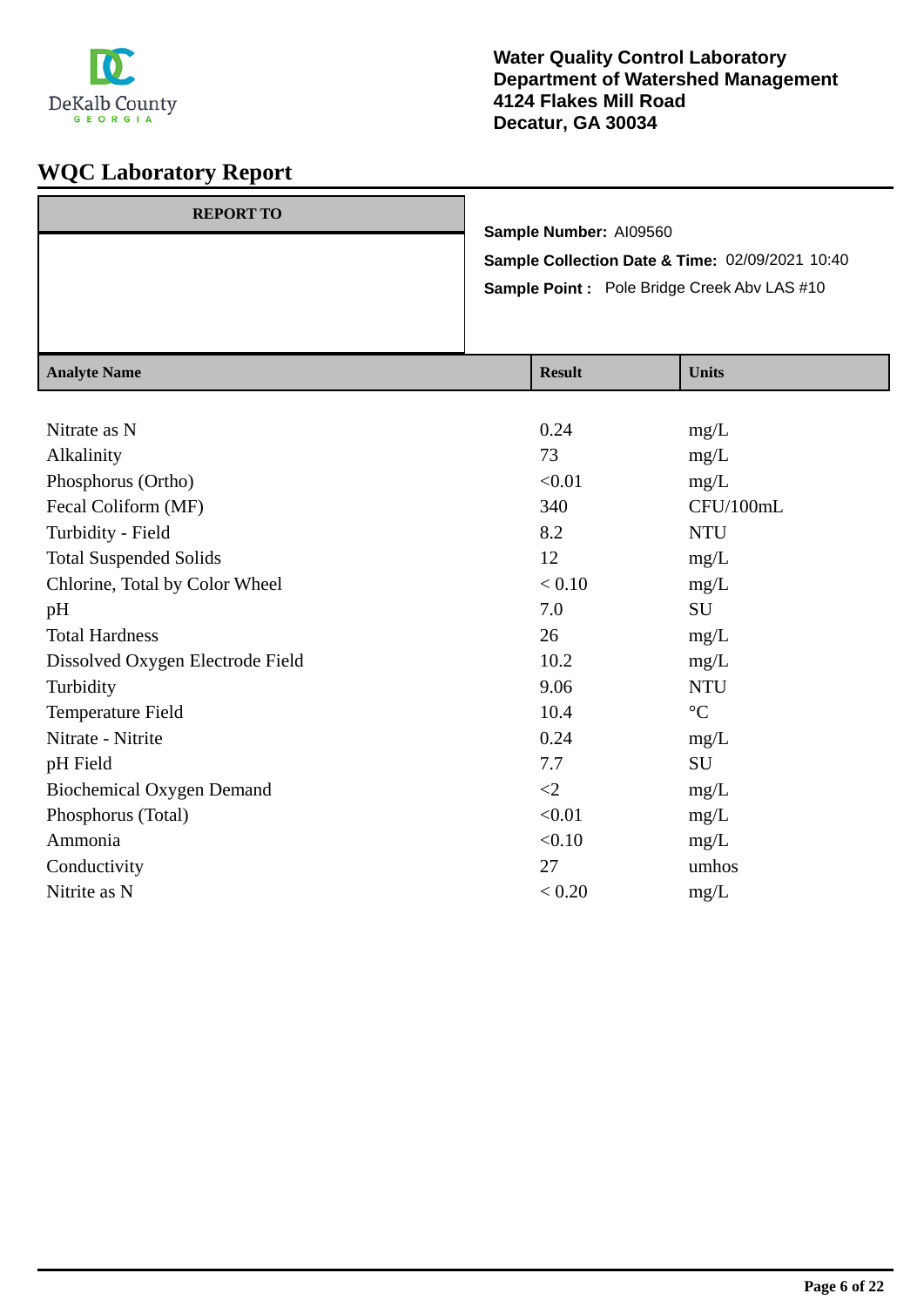DeKalb County
GEORGIA

**Water Quality Control Laboratory**
**Department of Watershed Management**
**4124 Flakes Mill Road**
**Decatur, GA 30034**

# WQC Laboratory Report

| REPORT TO |
|---|
| |

**Sample Number:** AI09560

**Sample Collection Date & Time:** 02/09/2021 10:40

**Sample Point :** Pole Bridge Creek Abv LAS #10

| Analyte Name | Result | Units |
|---|---|---|
| Nitrate as N | 0.24 | mg/L |
| Alkalinity | 73 | mg/L |
| Phosphorus (Ortho) | <0.01 | mg/L |
| Fecal Coliform (MF) | 340 | CFU/100mL |
| Turbidity - Field | 8.2 | NTU |
| Total Suspended Solids | 12 | mg/L |
| Chlorine, Total by Color Wheel | < 0.10 | mg/L |
| pH | 7.0 | SU |
| Total Hardness | 26 | mg/L |
| Dissolved Oxygen Electrode Field | 10.2 | mg/L |
| Turbidity | 9.06 | NTU |
| Temperature Field | 10.4 | °C |
| Nitrate - Nitrite | 0.24 | mg/L |
| pH Field | 7.7 | SU |
| Biochemical Oxygen Demand | <2 | mg/L |
| Phosphorus (Total) | <0.01 | mg/L |
| Ammonia | <0.10 | mg/L |
| Conductivity | 27 | umhos |
| Nitrite as N | < 0.20 | mg/L |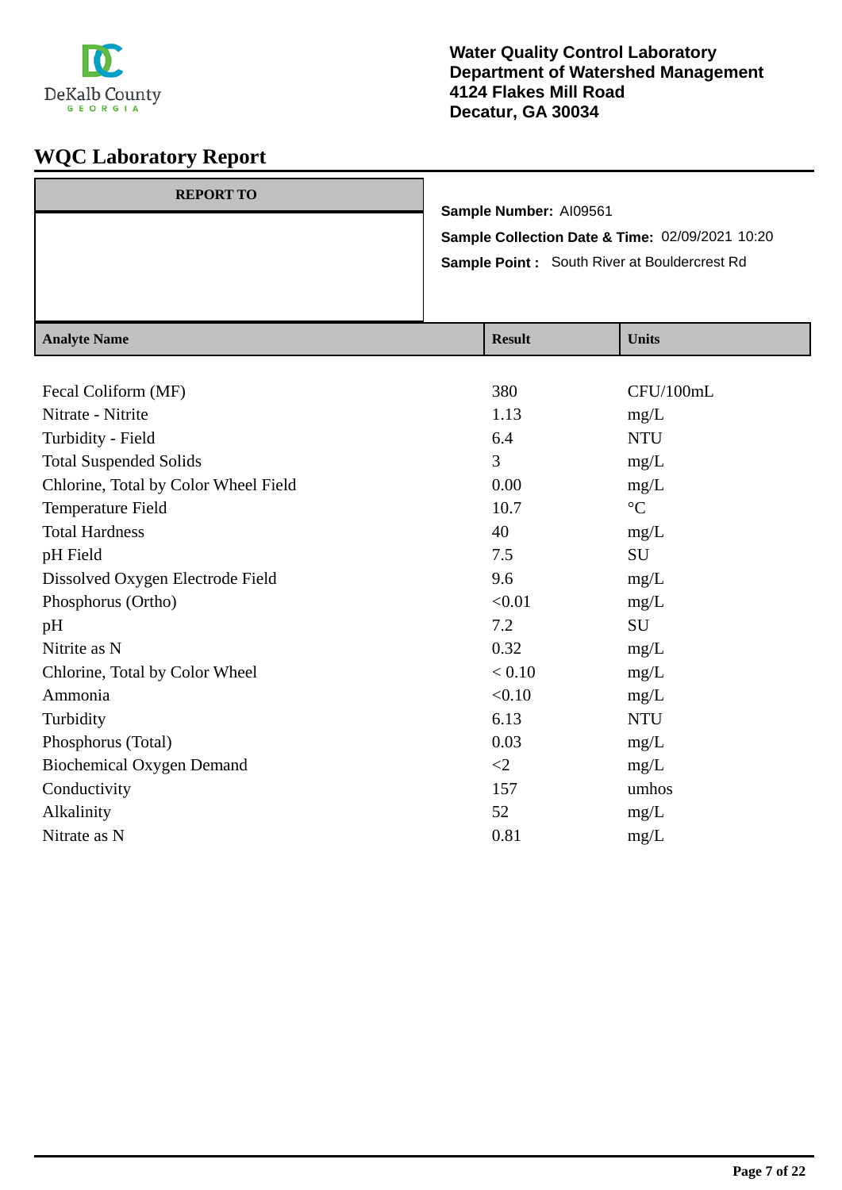**Water Quality Control Laboratory**
**Department of Watershed Management**
**4124 Flakes Mill Road**
**Decatur, GA 30034**

# WQC Laboratory Report

| REPORT TO |
|---|
| |

**Sample Number:** AI09561

**Sample Collection Date & Time:** 02/09/2021 10:20

**Sample Point :** South River at Bouldercrest Rd

| Analyte Name | Result | Units |
|---|---|---|
| Fecal Coliform (MF) | 380 | CFU/100mL |
| Nitrate - Nitrite | 1.13 | mg/L |
| Turbidity - Field | 6.4 | NTU |
| Total Suspended Solids | 3 | mg/L |
| Chlorine, Total by Color Wheel Field | 0.00 | mg/L |
| Temperature Field | 10.7 | °C |
| Total Hardness | 40 | mg/L |
| pH Field | 7.5 | SU |
| Dissolved Oxygen Electrode Field | 9.6 | mg/L |
| Phosphorus (Ortho) | <0.01 | mg/L |
| pH | 7.2 | SU |
| Nitrite as N | 0.32 | mg/L |
| Chlorine, Total by Color Wheel | < 0.10 | mg/L |
| Ammonia | <0.10 | mg/L |
| Turbidity | 6.13 | NTU |
| Phosphorus (Total) | 0.03 | mg/L |
| Biochemical Oxygen Demand | <2 | mg/L |
| Conductivity | 157 | umhos |
| Alkalinity | 52 | mg/L |
| Nitrate as N | 0.81 | mg/L |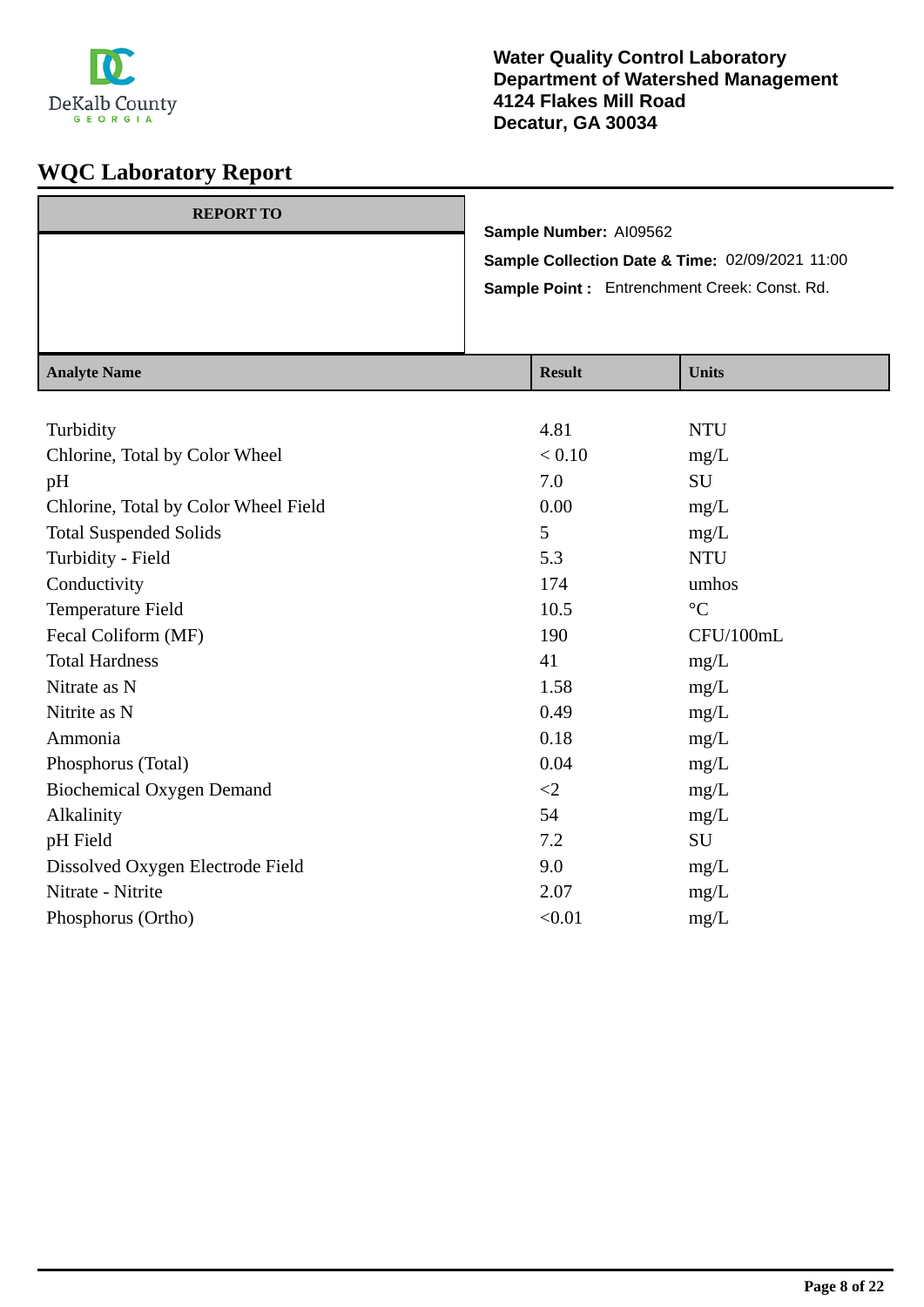**Water Quality Control Laboratory**
**Department of Watershed Management**
**4124 Flakes Mill Road**
**Decatur, GA 30034**

# WQC Laboratory Report

| REPORT TO |
|---|
| |

**Sample Number:** AI09562

**Sample Collection Date & Time:** 02/09/2021 11:00

**Sample Point :** Entrenchment Creek: Const. Rd.

| Analyte Name | Result | Units |
|---|---|---|
| Turbidity | 4.81 | NTU |
| Chlorine, Total by Color Wheel | < 0.10 | mg/L |
| pH | 7.0 | SU |
| Chlorine, Total by Color Wheel Field | 0.00 | mg/L |
| Total Suspended Solids | 5 | mg/L |
| Turbidity - Field | 5.3 | NTU |
| Conductivity | 174 | umhos |
| Temperature Field | 10.5 | °C |
| Fecal Coliform (MF) | 190 | CFU/100mL |
| Total Hardness | 41 | mg/L |
| Nitrate as N | 1.58 | mg/L |
| Nitrite as N | 0.49 | mg/L |
| Ammonia | 0.18 | mg/L |
| Phosphorus (Total) | 0.04 | mg/L |
| Biochemical Oxygen Demand | <2 | mg/L |
| Alkalinity | 54 | mg/L |
| pH Field | 7.2 | SU |
| Dissolved Oxygen Electrode Field | 9.0 | mg/L |
| Nitrate - Nitrite | 2.07 | mg/L |
| Phosphorus (Ortho) | <0.01 | mg/L |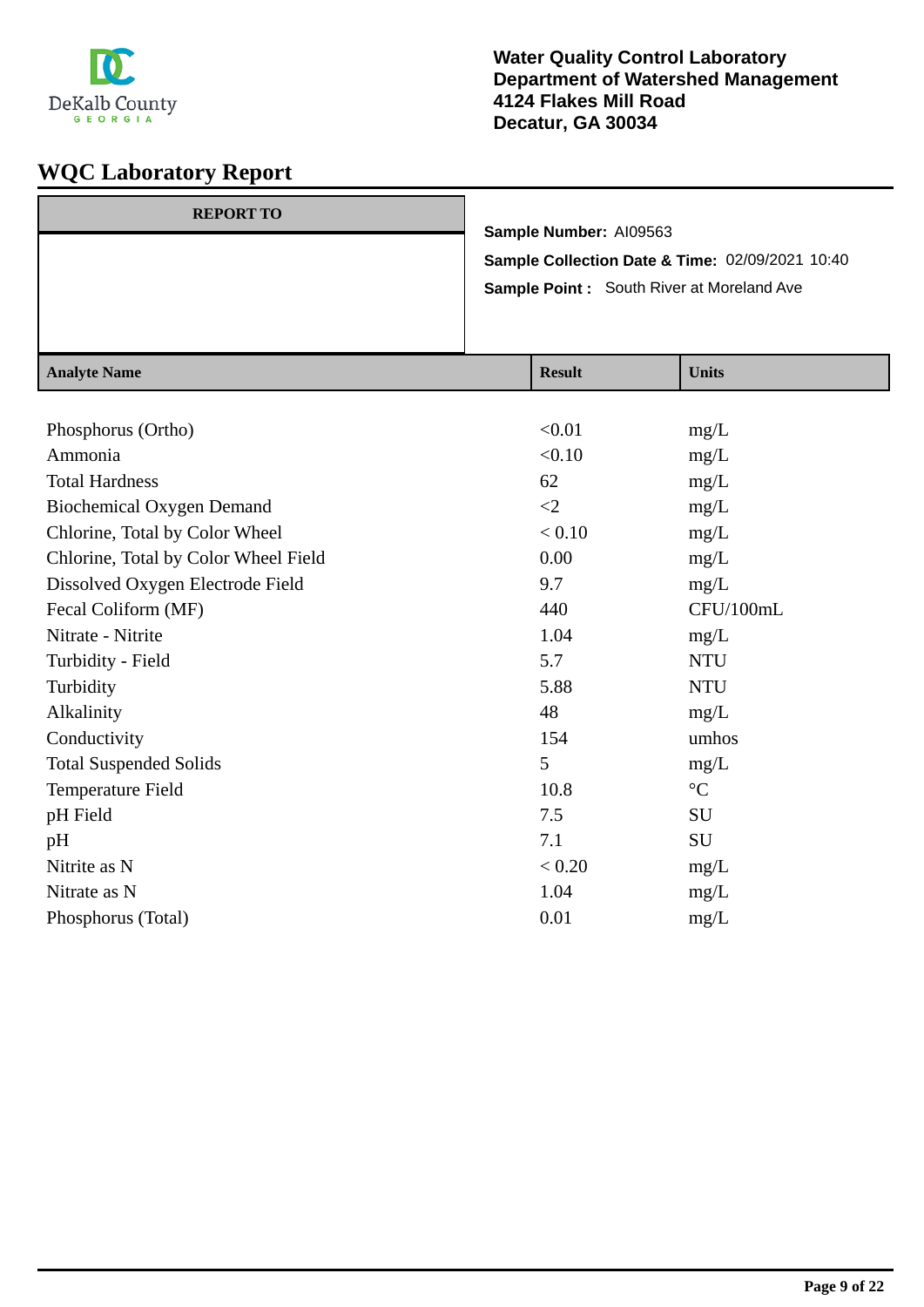DeKalb County GEORGIA

**Water Quality Control Laboratory**
**Department of Watershed Management**
**4124 Flakes Mill Road**
**Decatur, GA 30034**

# WQC Laboratory Report

**REPORT TO**

**Sample Number:** AI09563
**Sample Collection Date & Time:** 02/09/2021 10:40
**Sample Point :** South River at Moreland Ave

| Analyte Name | Result | Units |
|---|---|---|
| Phosphorus (Ortho) | <0.01 | mg/L |
| Ammonia | <0.10 | mg/L |
| Total Hardness | 62 | mg/L |
| Biochemical Oxygen Demand | <2 | mg/L |
| Chlorine, Total by Color Wheel | < 0.10 | mg/L |
| Chlorine, Total by Color Wheel Field | 0.00 | mg/L |
| Dissolved Oxygen Electrode Field | 9.7 | mg/L |
| Fecal Coliform (MF) | 440 | CFU/100mL |
| Nitrate - Nitrite | 1.04 | mg/L |
| Turbidity - Field | 5.7 | NTU |
| Turbidity | 5.88 | NTU |
| Alkalinity | 48 | mg/L |
| Conductivity | 154 | umhos |
| Total Suspended Solids | 5 | mg/L |
| Temperature Field | 10.8 | °C |
| pH Field | 7.5 | SU |
| pH | 7.1 | SU |
| Nitrite as N | < 0.20 | mg/L |
| Nitrate as N | 1.04 | mg/L |
| Phosphorus (Total) | 0.01 | mg/L |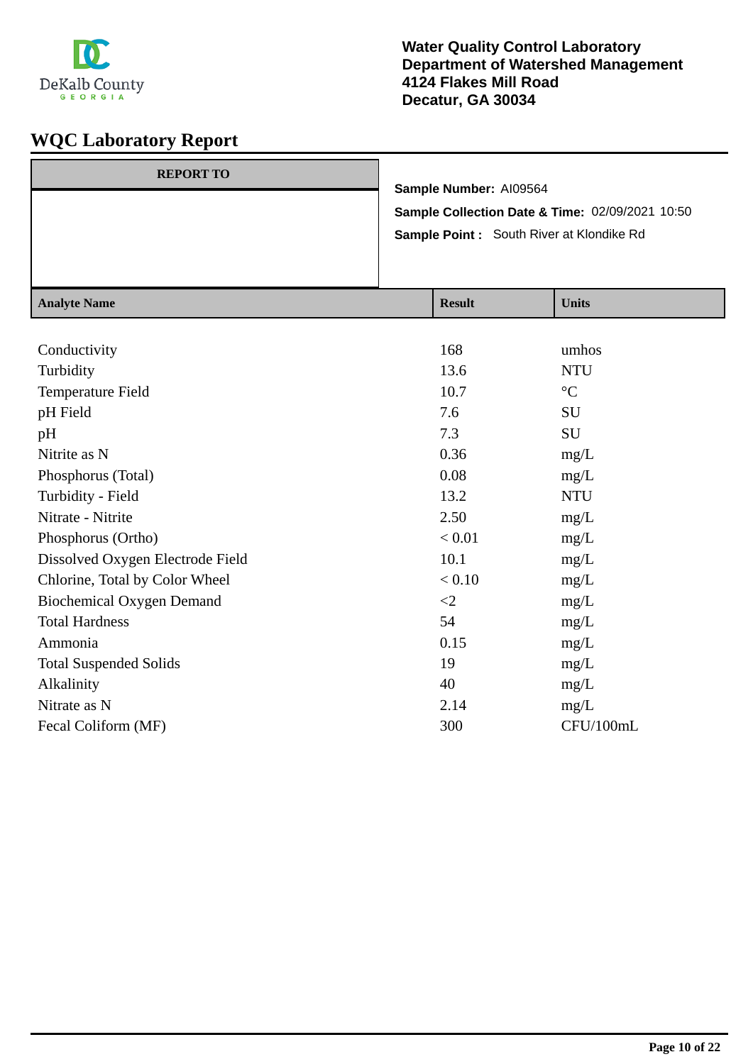Water Quality Control Laboratory
Department of Watershed Management
4124 Flakes Mill Road
Decatur, GA 30034

# WQC Laboratory Report

**REPORT TO**

**Sample Number:** AI09564

**Sample Collection Date & Time:** 02/09/2021 10:50

**Sample Point :** South River at Klondike Rd

| Analyte Name | Result | Units |
|---|---|---|
| Conductivity | 168 | umhos |
| Turbidity | 13.6 | NTU |
| Temperature Field | 10.7 | °C |
| pH Field | 7.6 | SU |
| pH | 7.3 | SU |
| Nitrite as N | 0.36 | mg/L |
| Phosphorus (Total) | 0.08 | mg/L |
| Turbidity - Field | 13.2 | NTU |
| Nitrate - Nitrite | 2.50 | mg/L |
| Phosphorus (Ortho) | < 0.01 | mg/L |
| Dissolved Oxygen Electrode Field | 10.1 | mg/L |
| Chlorine, Total by Color Wheel | < 0.10 | mg/L |
| Biochemical Oxygen Demand | <2 | mg/L |
| Total Hardness | 54 | mg/L |
| Ammonia | 0.15 | mg/L |
| Total Suspended Solids | 19 | mg/L |
| Alkalinity | 40 | mg/L |
| Nitrate as N | 2.14 | mg/L |
| Fecal Coliform (MF) | 300 | CFU/100mL |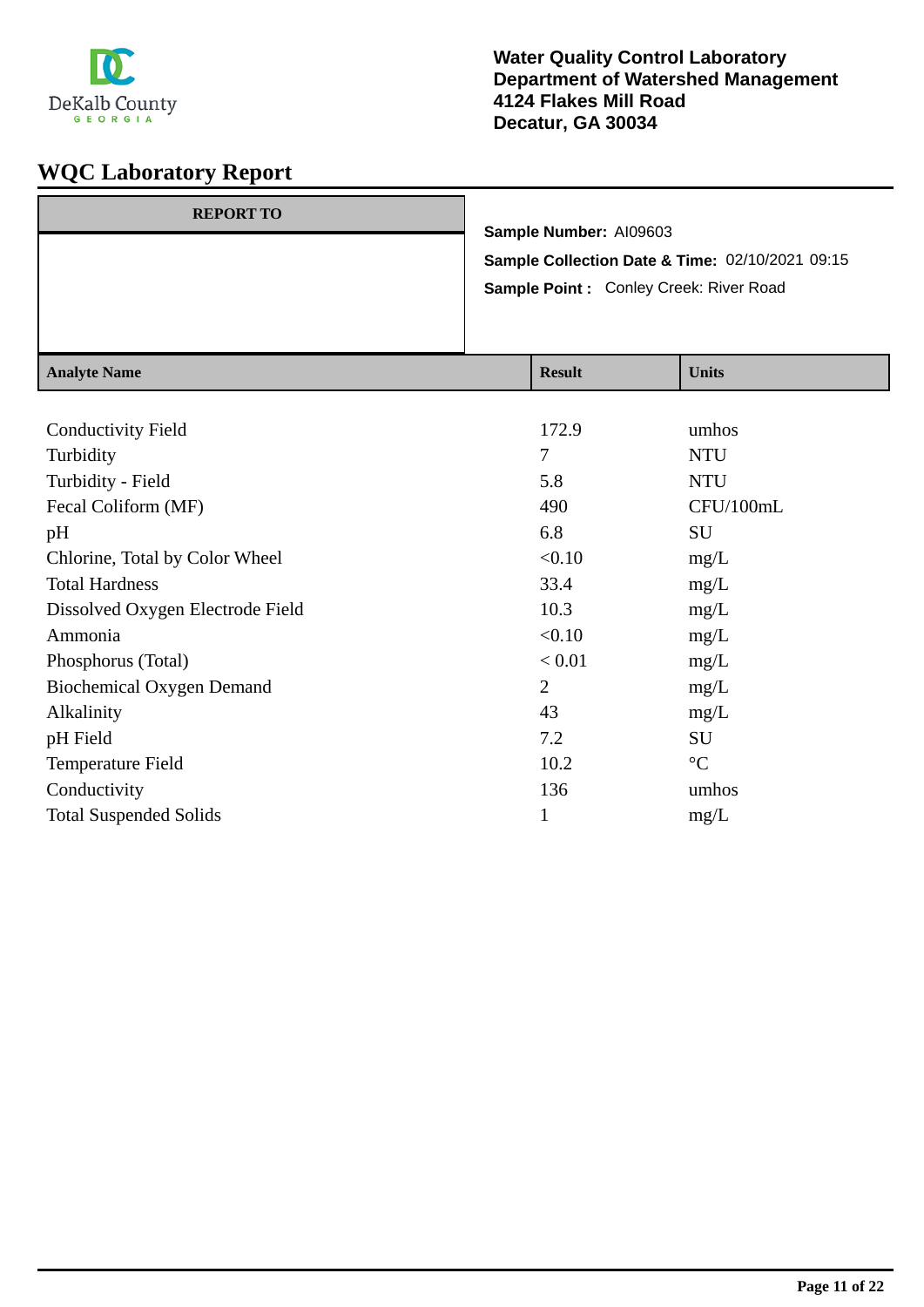DeKalb County GEORGIA

**Water Quality Control Laboratory**
**Department of Watershed Management**
**4124 Flakes Mill Road**
**Decatur, GA 30034**

# WQC Laboratory Report

| REPORT TO |
|---|
| |

**Sample Number:** AI09603

**Sample Collection Date & Time:** 02/10/2021 09:15

**Sample Point :** Conley Creek: River Road

| Analyte Name | Result | Units |
|---|---|---|
| Conductivity Field | 172.9 | umhos |
| Turbidity | 7 | NTU |
| Turbidity - Field | 5.8 | NTU |
| Fecal Coliform (MF) | 490 | CFU/100mL |
| pH | 6.8 | SU |
| Chlorine, Total by Color Wheel | <0.10 | mg/L |
| Total Hardness | 33.4 | mg/L |
| Dissolved Oxygen Electrode Field | 10.3 | mg/L |
| Ammonia | <0.10 | mg/L |
| Phosphorus (Total) | < 0.01 | mg/L |
| Biochemical Oxygen Demand | 2 | mg/L |
| Alkalinity | 43 | mg/L |
| pH Field | 7.2 | SU |
| Temperature Field | 10.2 | °C |
| Conductivity | 136 | umhos |
| Total Suspended Solids | 1 | mg/L |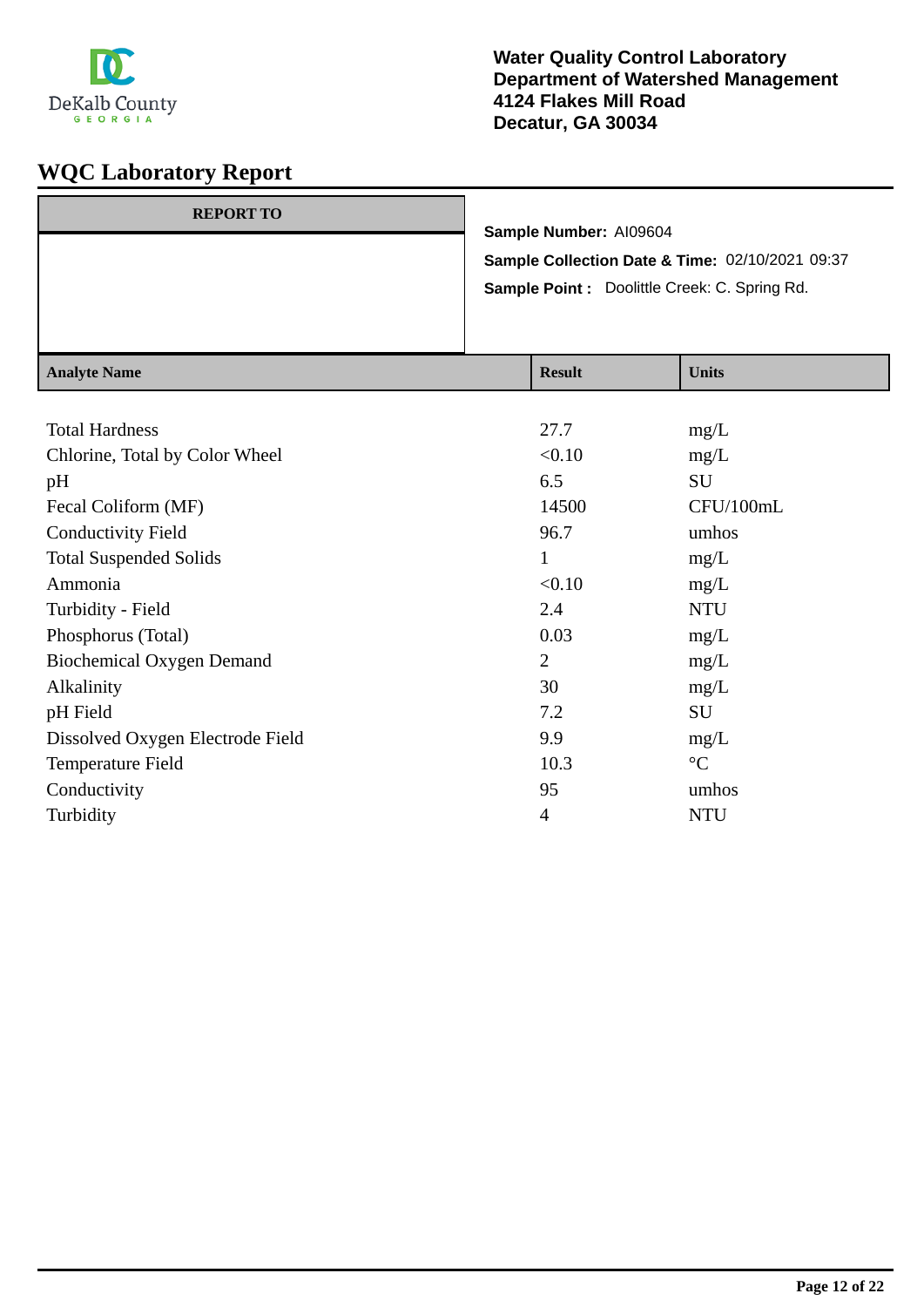Water Quality Control Laboratory
Department of Watershed Management
4124 Flakes Mill Road
Decatur, GA 30034

# WQC Laboratory Report

| REPORT TO |
| --- |
| |

**Sample Number:** AI09604

**Sample Collection Date & Time:** 02/10/2021 09:37

**Sample Point :** Doolittle Creek: C. Spring Rd.

| Analyte Name | Result | Units |
| --- | --- | --- |
| Total Hardness | 27.7 | mg/L |
| Chlorine, Total by Color Wheel | <0.10 | mg/L |
| pH | 6.5 | SU |
| Fecal Coliform (MF) | 14500 | CFU/100mL |
| Conductivity Field | 96.7 | umhos |
| Total Suspended Solids | 1 | mg/L |
| Ammonia | <0.10 | mg/L |
| Turbidity - Field | 2.4 | NTU |
| Phosphorus (Total) | 0.03 | mg/L |
| Biochemical Oxygen Demand | 2 | mg/L |
| Alkalinity | 30 | mg/L |
| pH Field | 7.2 | SU |
| Dissolved Oxygen Electrode Field | 9.9 | mg/L |
| Temperature Field | 10.3 | °C |
| Conductivity | 95 | umhos |
| Turbidity | 4 | NTU |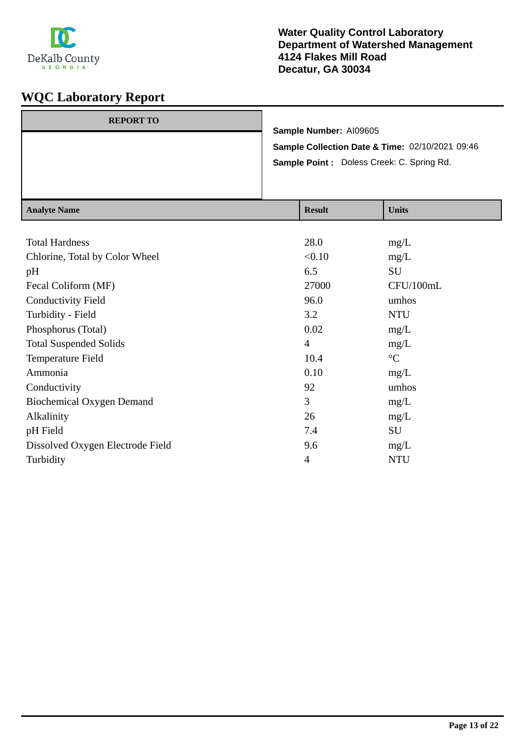**Water Quality Control Laboratory**
**Department of Watershed Management**
**4124 Flakes Mill Road**
**Decatur, GA 30034**

# WQC Laboratory Report

| REPORT TO |
|---|
| |

**Sample Number:** AI09605

**Sample Collection Date & Time:** 02/10/2021 09:46

**Sample Point :** Doless Creek: C. Spring Rd.

| Analyte Name | Result | Units |
|---|---|---|
| Total Hardness | 28.0 | mg/L |
| Chlorine, Total by Color Wheel | <0.10 | mg/L |
| pH | 6.5 | SU |
| Fecal Coliform (MF) | 27000 | CFU/100mL |
| Conductivity Field | 96.0 | umhos |
| Turbidity - Field | 3.2 | NTU |
| Phosphorus (Total) | 0.02 | mg/L |
| Total Suspended Solids | 4 | mg/L |
| Temperature Field | 10.4 | °C |
| Ammonia | 0.10 | mg/L |
| Conductivity | 92 | umhos |
| Biochemical Oxygen Demand | 3 | mg/L |
| Alkalinity | 26 | mg/L |
| pH Field | 7.4 | SU |
| Dissolved Oxygen Electrode Field | 9.6 | mg/L |
| Turbidity | 4 | NTU |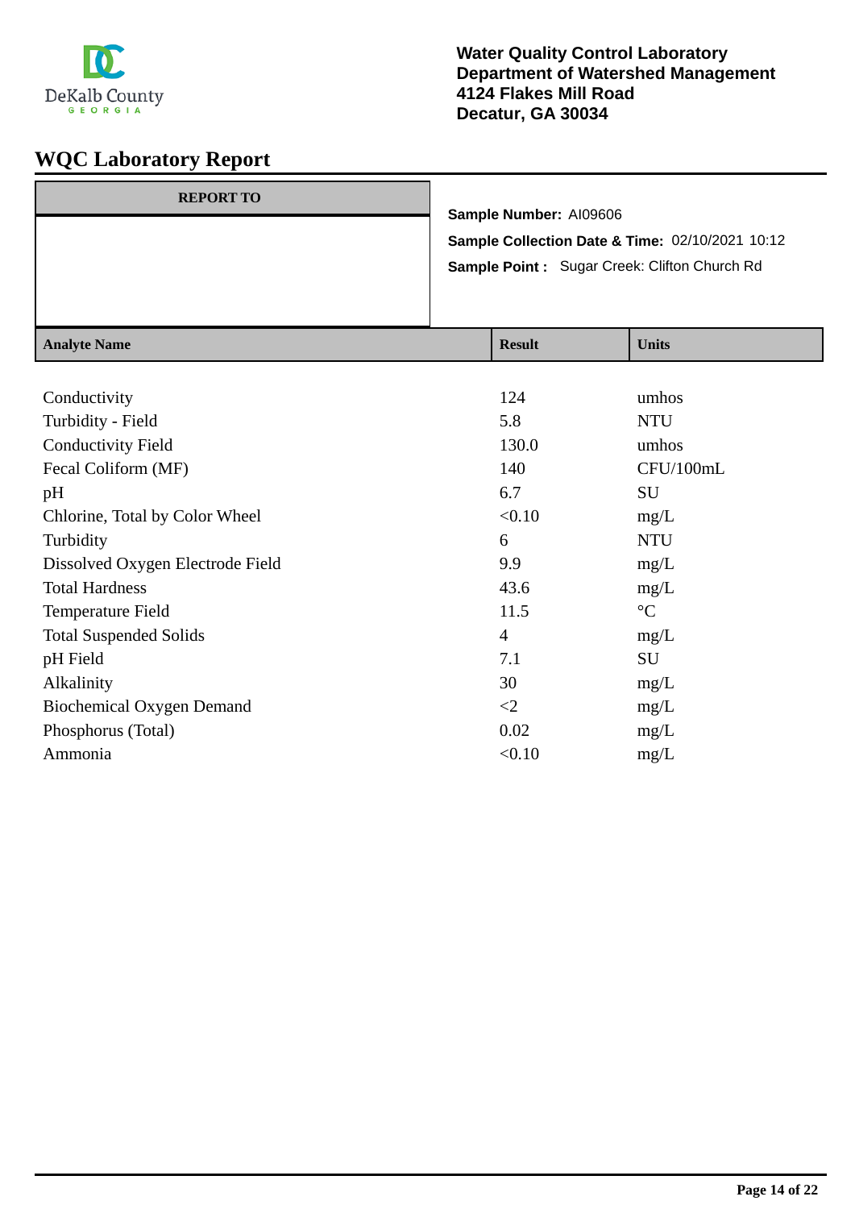**Water Quality Control Laboratory**
**Department of Watershed Management**
**4124 Flakes Mill Road**
**Decatur, GA 30034**

# WQC Laboratory Report

**REPORT TO**

**Sample Number:** AI09606

**Sample Collection Date & Time:** 02/10/2021 10:12

**Sample Point :** Sugar Creek: Clifton Church Rd

| Analyte Name | Result | Units |
|---|---|---|
| Conductivity | 124 | umhos |
| Turbidity - Field | 5.8 | NTU |
| Conductivity Field | 130.0 | umhos |
| Fecal Coliform (MF) | 140 | CFU/100mL |
| pH | 6.7 | SU |
| Chlorine, Total by Color Wheel | <0.10 | mg/L |
| Turbidity | 6 | NTU |
| Dissolved Oxygen Electrode Field | 9.9 | mg/L |
| Total Hardness | 43.6 | mg/L |
| Temperature Field | 11.5 | °C |
| Total Suspended Solids | 4 | mg/L |
| pH Field | 7.1 | SU |
| Alkalinity | 30 | mg/L |
| Biochemical Oxygen Demand | <2 | mg/L |
| Phosphorus (Total) | 0.02 | mg/L |
| Ammonia | <0.10 | mg/L |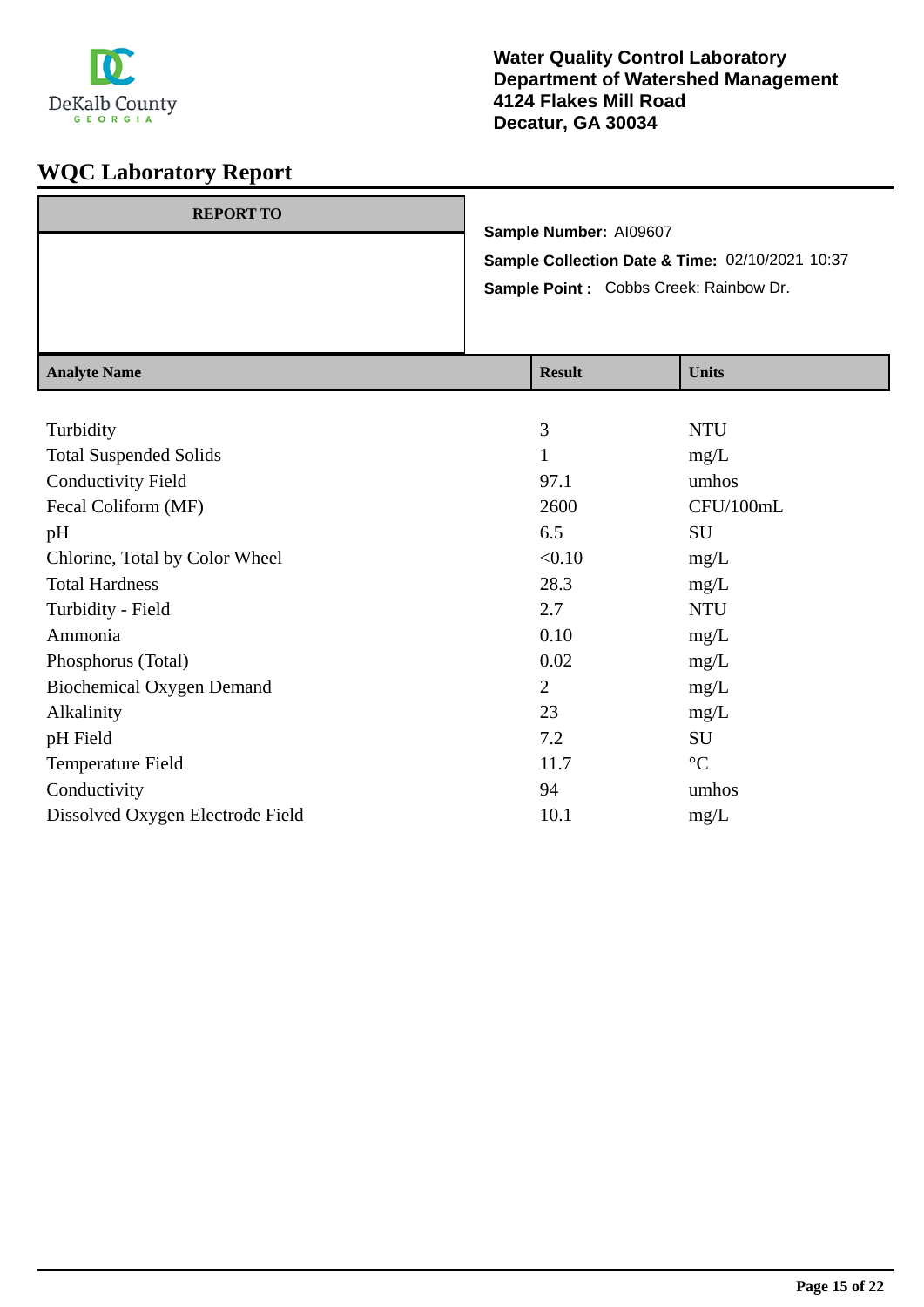Water Quality Control Laboratory
Department of Watershed Management
4124 Flakes Mill Road
Decatur, GA 30034

# WQC Laboratory Report

| REPORT TO |
|---|
| |

**Sample Number:** AI09607

**Sample Collection Date & Time:** 02/10/2021 10:37

**Sample Point :** Cobbs Creek: Rainbow Dr.

| Analyte Name | Result | Units |
|---|---|---|
| Turbidity | 3 | NTU |
| Total Suspended Solids | 1 | mg/L |
| Conductivity Field | 97.1 | umhos |
| Fecal Coliform (MF) | 2600 | CFU/100mL |
| pH | 6.5 | SU |
| Chlorine, Total by Color Wheel | <0.10 | mg/L |
| Total Hardness | 28.3 | mg/L |
| Turbidity - Field | 2.7 | NTU |
| Ammonia | 0.10 | mg/L |
| Phosphorus (Total) | 0.02 | mg/L |
| Biochemical Oxygen Demand | 2 | mg/L |
| Alkalinity | 23 | mg/L |
| pH Field | 7.2 | SU |
| Temperature Field | 11.7 | °C |
| Conductivity | 94 | umhos |
| Dissolved Oxygen Electrode Field | 10.1 | mg/L |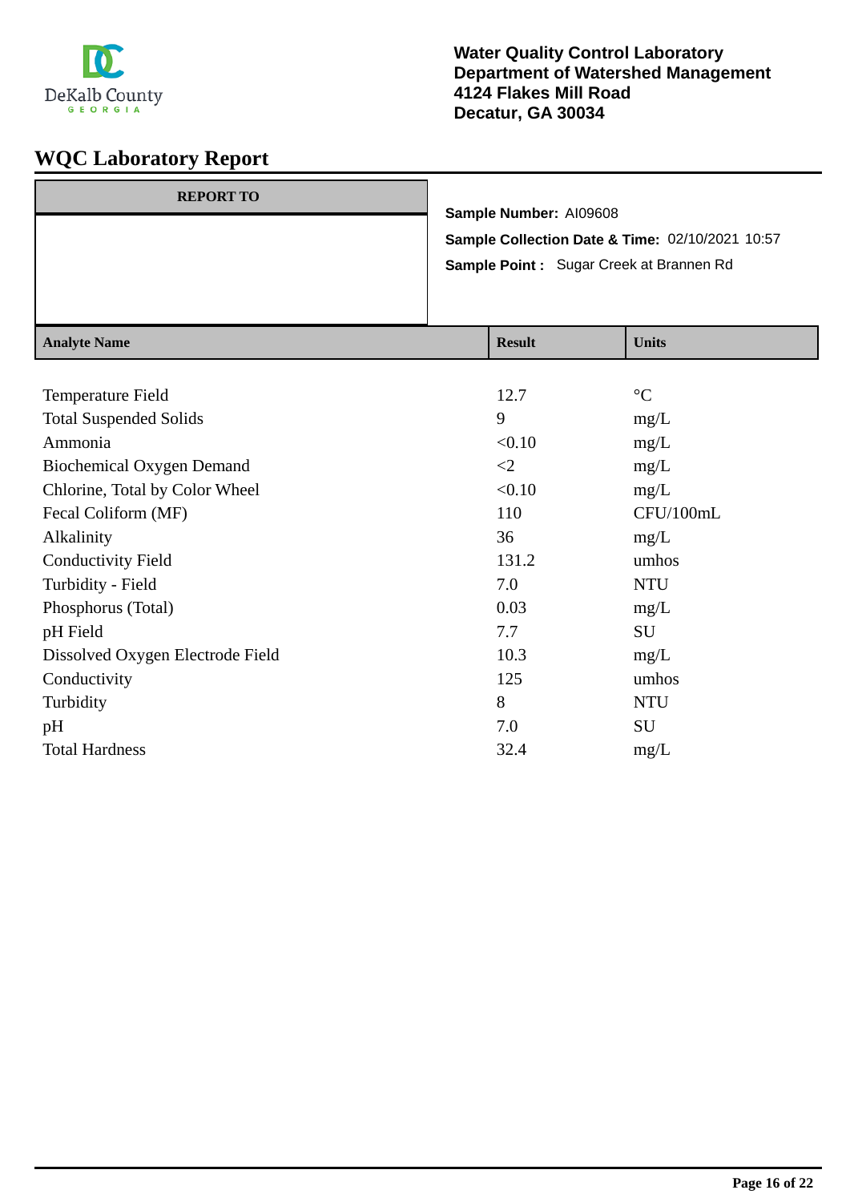**Water Quality Control Laboratory**
**Department of Watershed Management**
**4124 Flakes Mill Road**
**Decatur, GA 30034**

# WQC Laboratory Report

| REPORT TO |
| --- |
| |

**Sample Number:** AI09608

**Sample Collection Date & Time:** 02/10/2021 10:57

**Sample Point :** Sugar Creek at Brannen Rd

| Analyte Name | Result | Units |
| --- | --- | --- |
| Temperature Field | 12.7 | °C |
| Total Suspended Solids | 9 | mg/L |
| Ammonia | <0.10 | mg/L |
| Biochemical Oxygen Demand | <2 | mg/L |
| Chlorine, Total by Color Wheel | <0.10 | mg/L |
| Fecal Coliform (MF) | 110 | CFU/100mL |
| Alkalinity | 36 | mg/L |
| Conductivity Field | 131.2 | umhos |
| Turbidity - Field | 7.0 | NTU |
| Phosphorus (Total) | 0.03 | mg/L |
| pH Field | 7.7 | SU |
| Dissolved Oxygen Electrode Field | 10.3 | mg/L |
| Conductivity | 125 | umhos |
| Turbidity | 8 | NTU |
| pH | 7.0 | SU |
| Total Hardness | 32.4 | mg/L |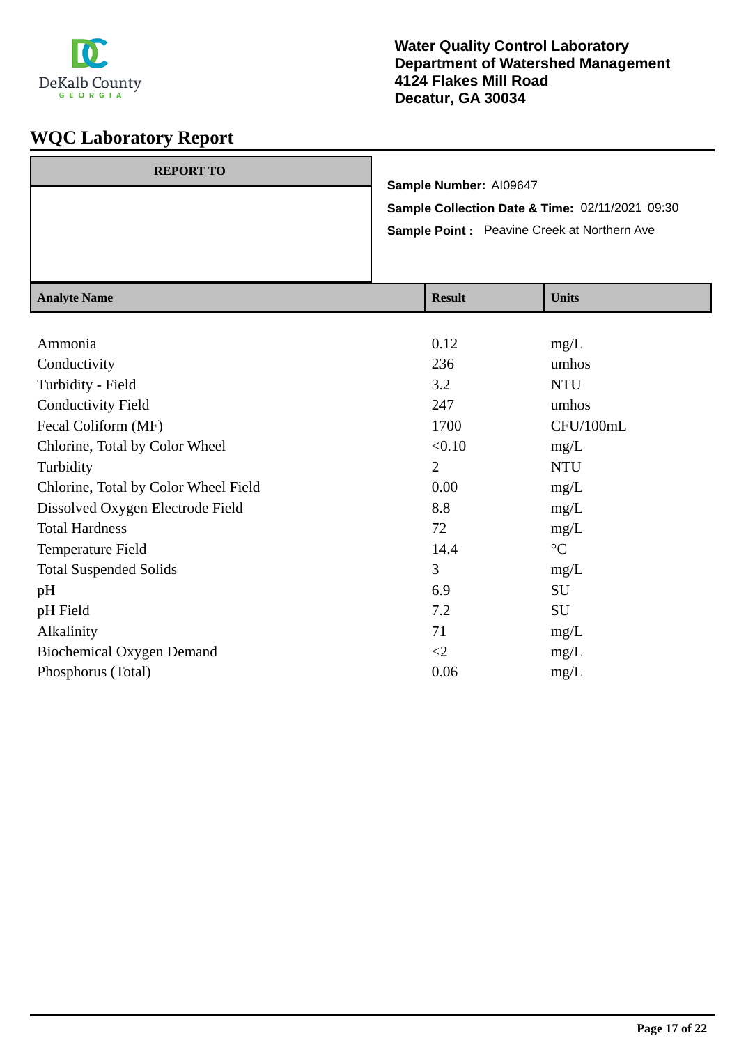Water Quality Control Laboratory
Department of Watershed Management
4124 Flakes Mill Road
Decatur, GA 30034

# WQC Laboratory Report

**REPORT TO**

**Sample Number:** AI09647

**Sample Collection Date & Time:** 02/11/2021 09:30

**Sample Point :** Peavine Creek at Northern Ave

| Analyte Name | Result | Units |
|---|---|---|
| Ammonia | 0.12 | mg/L |
| Conductivity | 236 | umhos |
| Turbidity - Field | 3.2 | NTU |
| Conductivity Field | 247 | umhos |
| Fecal Coliform (MF) | 1700 | CFU/100mL |
| Chlorine, Total by Color Wheel | <0.10 | mg/L |
| Turbidity | 2 | NTU |
| Chlorine, Total by Color Wheel Field | 0.00 | mg/L |
| Dissolved Oxygen Electrode Field | 8.8 | mg/L |
| Total Hardness | 72 | mg/L |
| Temperature Field | 14.4 | °C |
| Total Suspended Solids | 3 | mg/L |
| pH | 6.9 | SU |
| pH Field | 7.2 | SU |
| Alkalinity | 71 | mg/L |
| Biochemical Oxygen Demand | <2 | mg/L |
| Phosphorus (Total) | 0.06 | mg/L |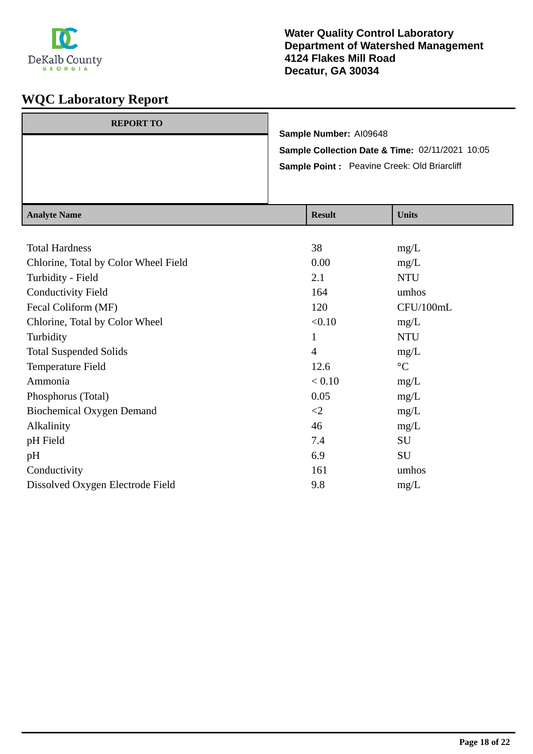Water Quality Control Laboratory
Department of Watershed Management
4124 Flakes Mill Road
Decatur, GA 30034

# WQC Laboratory Report

| REPORT TO |
| --- |
| |

**Sample Number:** AI09648

**Sample Collection Date & Time:** 02/11/2021 10:05

**Sample Point :** Peavine Creek: Old Briarcliff

| Analyte Name | Result | Units |
| --- | --- | --- |
| Total Hardness | 38 | mg/L |
| Chlorine, Total by Color Wheel Field | 0.00 | mg/L |
| Turbidity - Field | 2.1 | NTU |
| Conductivity Field | 164 | umhos |
| Fecal Coliform (MF) | 120 | CFU/100mL |
| Chlorine, Total by Color Wheel | <0.10 | mg/L |
| Turbidity | 1 | NTU |
| Total Suspended Solids | 4 | mg/L |
| Temperature Field | 12.6 | °C |
| Ammonia | < 0.10 | mg/L |
| Phosphorus (Total) | 0.05 | mg/L |
| Biochemical Oxygen Demand | <2 | mg/L |
| Alkalinity | 46 | mg/L |
| pH Field | 7.4 | SU |
| pH | 6.9 | SU |
| Conductivity | 161 | umhos |
| Dissolved Oxygen Electrode Field | 9.8 | mg/L |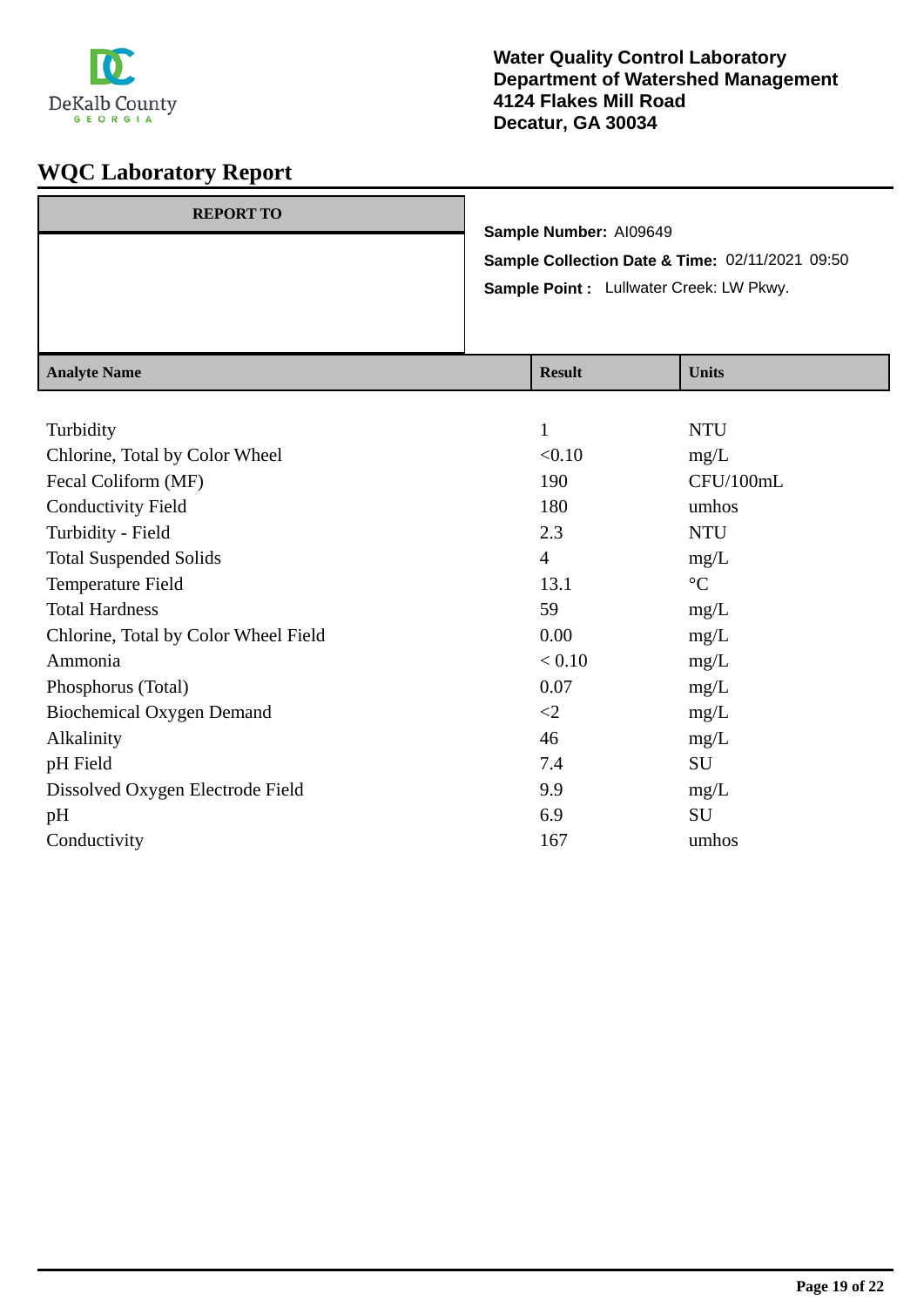**Water Quality Control Laboratory**
**Department of Watershed Management**
**4124 Flakes Mill Road**
**Decatur, GA 30034**

# WQC Laboratory Report

**REPORT TO**

**Sample Number:** AI09649

**Sample Collection Date & Time:** 02/11/2021 09:50

**Sample Point :** Lullwater Creek: LW Pkwy.

| Analyte Name | Result | Units |
|---|---|---|
| Turbidity | 1 | NTU |
| Chlorine, Total by Color Wheel | <0.10 | mg/L |
| Fecal Coliform (MF) | 190 | CFU/100mL |
| Conductivity Field | 180 | umhos |
| Turbidity - Field | 2.3 | NTU |
| Total Suspended Solids | 4 | mg/L |
| Temperature Field | 13.1 | °C |
| Total Hardness | 59 | mg/L |
| Chlorine, Total by Color Wheel Field | 0.00 | mg/L |
| Ammonia | < 0.10 | mg/L |
| Phosphorus (Total) | 0.07 | mg/L |
| Biochemical Oxygen Demand | <2 | mg/L |
| Alkalinity | 46 | mg/L |
| pH Field | 7.4 | SU |
| Dissolved Oxygen Electrode Field | 9.9 | mg/L |
| pH | 6.9 | SU |
| Conductivity | 167 | umhos |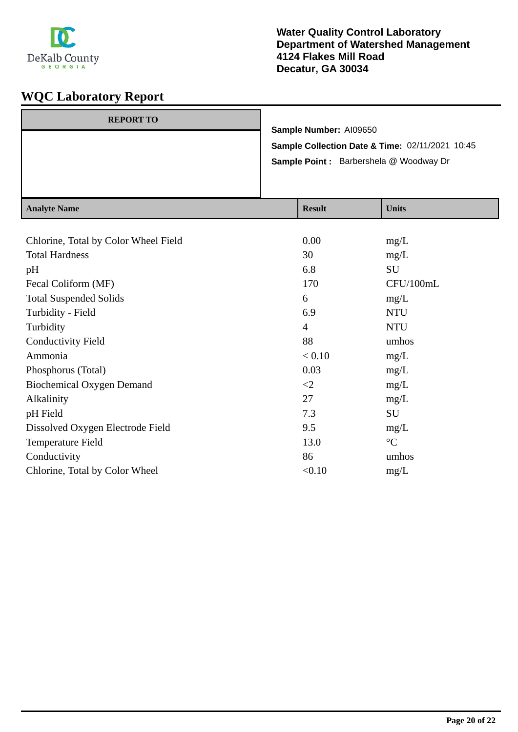DeKalb County
GEORGIA

**Water Quality Control Laboratory**
**Department of Watershed Management**
**4124 Flakes Mill Road**
**Decatur, GA 30034**

# WQC Laboratory Report

| REPORT TO |
|---|
| |

**Sample Number:** AI09650

**Sample Collection Date & Time:** 02/11/2021 10:45

**Sample Point :** Barbershela @ Woodway Dr

| Analyte Name | Result | Units |
|---|---|---|
| Chlorine, Total by Color Wheel Field | 0.00 | mg/L |
| Total Hardness | 30 | mg/L |
| pH | 6.8 | SU |
| Fecal Coliform (MF) | 170 | CFU/100mL |
| Total Suspended Solids | 6 | mg/L |
| Turbidity - Field | 6.9 | NTU |
| Turbidity | 4 | NTU |
| Conductivity Field | 88 | umhos |
| Ammonia | < 0.10 | mg/L |
| Phosphorus (Total) | 0.03 | mg/L |
| Biochemical Oxygen Demand | <2 | mg/L |
| Alkalinity | 27 | mg/L |
| pH Field | 7.3 | SU |
| Dissolved Oxygen Electrode Field | 9.5 | mg/L |
| Temperature Field | 13.0 | °C |
| Conductivity | 86 | umhos |
| Chlorine, Total by Color Wheel | <0.10 | mg/L |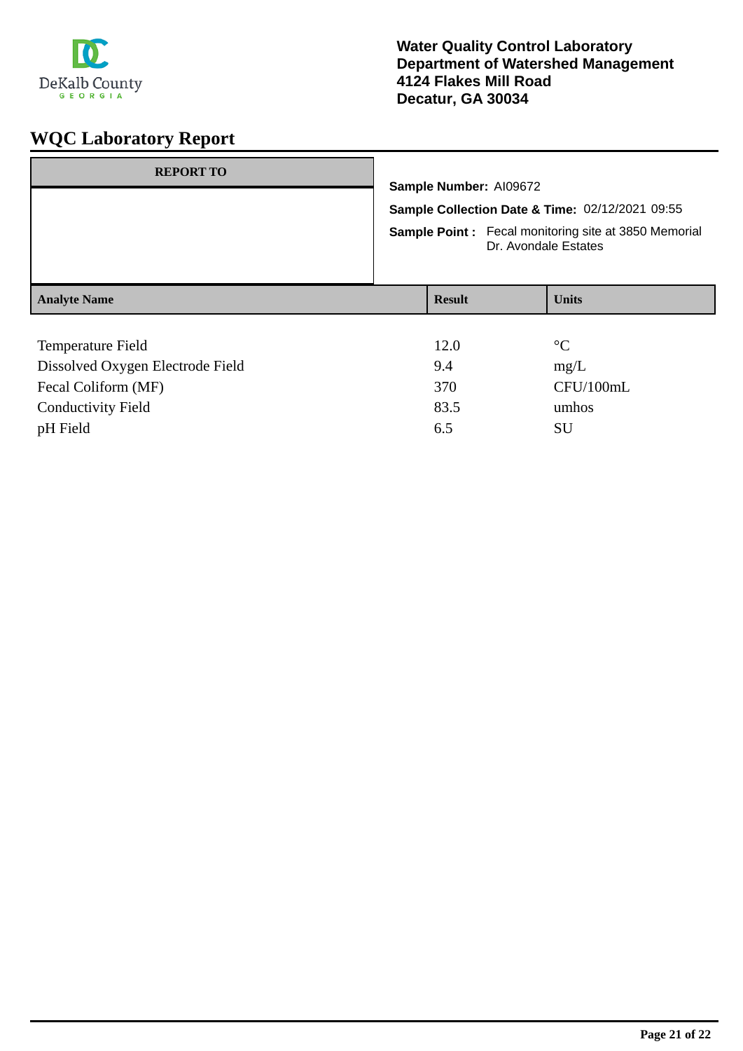**Water Quality Control Laboratory**
**Department of Watershed Management**
**4124 Flakes Mill Road**
**Decatur, GA 30034**

# WQC Laboratory Report

| REPORT TO |
|---|
| |

**Sample Number:** AI09672

**Sample Collection Date & Time:** 02/12/2021 09:55

**Sample Point :** Fecal monitoring site at 3850 Memorial Dr. Avondale Estates

| Analyte Name | Result | Units |
|---|---|---|
| Temperature Field | 12.0 | °C |
| Dissolved Oxygen Electrode Field | 9.4 | mg/L |
| Fecal Coliform (MF) | 370 | CFU/100mL |
| Conductivity Field | 83.5 | umhos |
| pH Field | 6.5 | SU |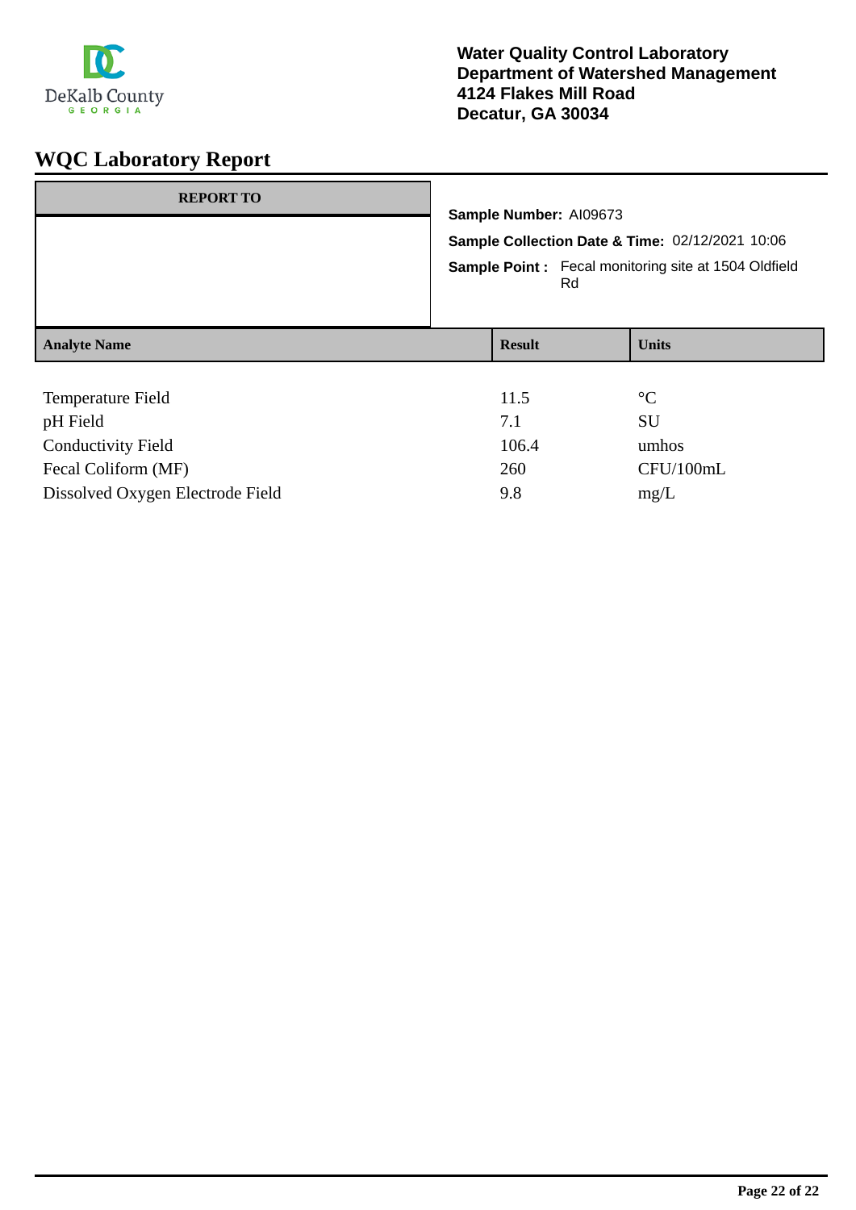DeKalb County
GEORGIA

**Water Quality Control Laboratory**
**Department of Watershed Management**
**4124 Flakes Mill Road**
**Decatur, GA 30034**

# WQC Laboratory Report

| REPORT TO |
|---|
| |

**Sample Number:** AI09673

**Sample Collection Date & Time:** 02/12/2021 10:06

**Sample Point :** Fecal monitoring site at 1504 Oldfield Rd

| Analyte Name | Result | Units |
|---|---|---|
| Temperature Field | 11.5 | °C |
| pH Field | 7.1 | SU |
| Conductivity Field | 106.4 | umhos |
| Fecal Coliform (MF) | 260 | CFU/100mL |
| Dissolved Oxygen Electrode Field | 9.8 | mg/L |